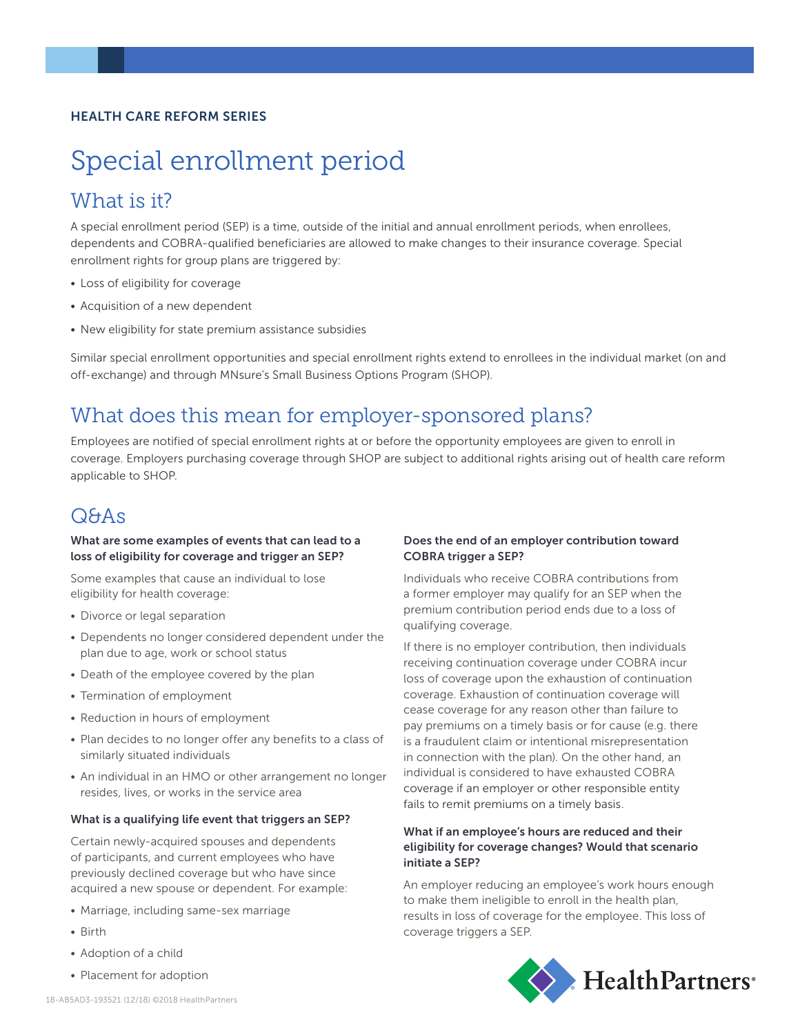HEALTH CARE REFORM SERIES

# Special enrollment period

## What is it?

A special enrollment period (SEP) is a time, outside of the initial and annual enrollment periods, when enrollees, dependents and COBRA-qualified beneficiaries are allowed to make changes to their insurance coverage. Special enrollment rights for group plans are triggered by:

- Loss of eligibility for coverage
- Acquisition of a new dependent
- New eligibility for state premium assistance subsidies

Similar special enrollment opportunities and special enrollment rights extend to enrollees in the individual market (on and off-exchange) and through MNsure's Small Business Options Program (SHOP).

## What does this mean for employer-sponsored plans?

Employees are notified of special enrollment rights at or before the opportunity employees are given to enroll in coverage. Employers purchasing coverage through SHOP are subject to additional rights arising out of health care reform applicable to SHOP.

## Q&As

**What are some examples of events that can lead to a loss of eligibility for coverage and trigger an SEP?**

Some examples that cause an individual to lose eligibility for health coverage:

- Divorce or legal separation
- Dependents no longer considered dependent under the plan due to age, work or school status
- Death of the employee covered by the plan
- Termination of employment
- Reduction in hours of employment
- Plan decides to no longer offer any benefits to a class of similarly situated individuals
- An individual in an HMO or other arrangement no longer resides, lives, or works in the service area

**What is a qualifying life event that triggers an SEP?**

Certain newly-acquired spouses and dependents of participants, and current employees who have previously declined coverage but who have since acquired a new spouse or dependent. For example:

- Marriage, including same-sex marriage
- Birth
- Adoption of a child
- Placement for adoption

**Does the end of an employer contribution toward COBRA trigger a SEP?**

Individuals who receive COBRA contributions from a former employer may qualify for an SEP when the premium contribution period ends due to a loss of qualifying coverage.

If there is no employer contribution, then individuals receiving continuation coverage under COBRA incur loss of coverage upon the exhaustion of continuation coverage. Exhaustion of continuation coverage will cease coverage for any reason other than failure to pay premiums on a timely basis or for cause (e.g. there is a fraudulent claim or intentional misrepresentation in connection with the plan). On the other hand, an individual is considered to have exhausted COBRA coverage if an employer or other responsible entity fails to remit premiums on a timely basis.

**What if an employee's hours are reduced and their eligibility for coverage changes? Would that scenario initiate a SEP?**

An employer reducing an employee's work hours enough to make them ineligible to enroll in the health plan, results in loss of coverage for the employee. This loss of coverage triggers a SEP.

18-AB5AD3-193521 (12/18) ©2018 HealthPartners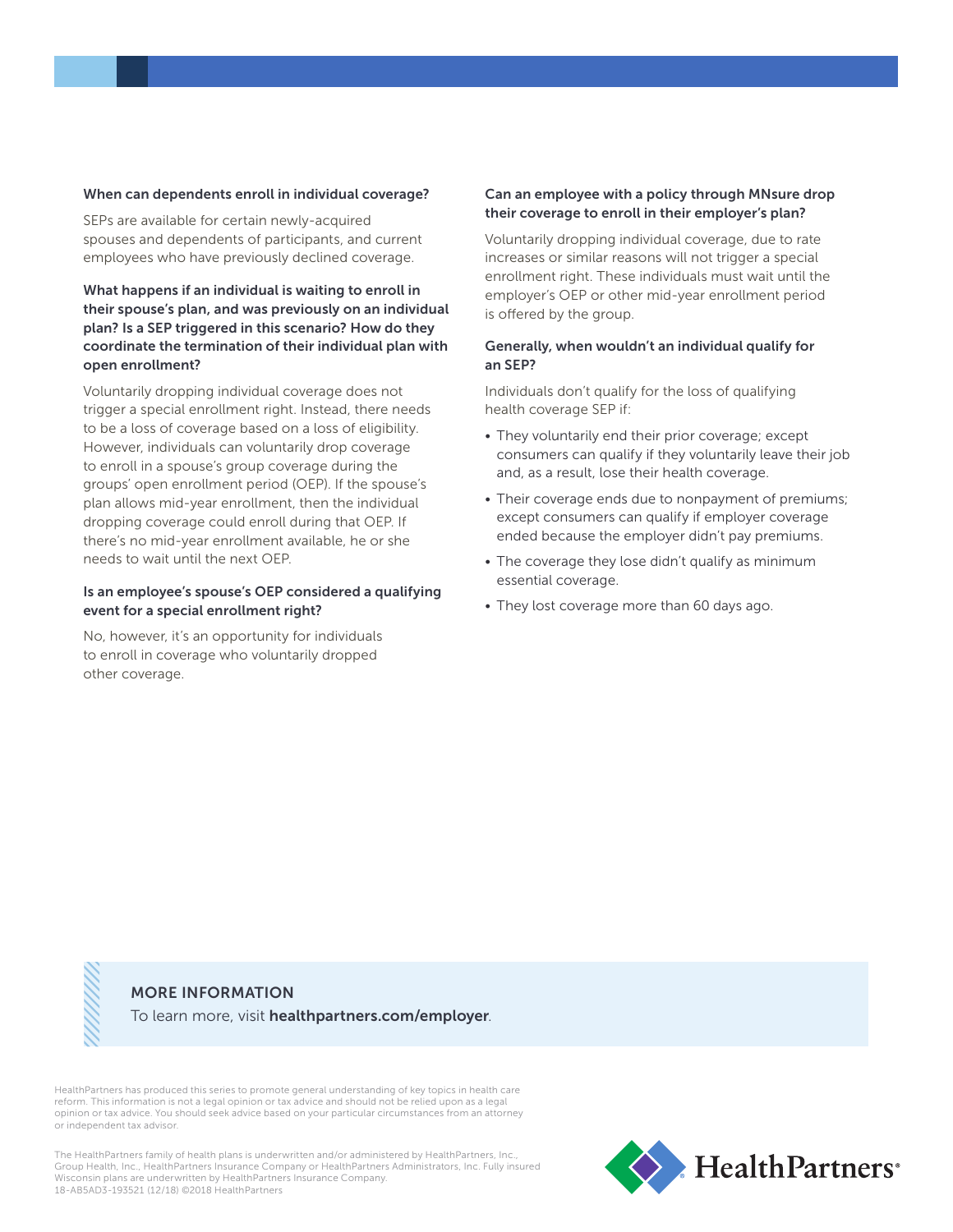**When can dependents enroll in individual coverage?**

SEPs are available for certain newly-acquired spouses and dependents of participants, and current employees who have previously declined coverage.

**What happens if an individual is waiting to enroll in their spouse's plan, and was previously on an individual plan? Is a SEP triggered in this scenario? How do they coordinate the termination of their individual plan with open enrollment?**

Voluntarily dropping individual coverage does not trigger a special enrollment right. Instead, there needs to be a loss of coverage based on a loss of eligibility. However, individuals can voluntarily drop coverage to enroll in a spouse's group coverage during the groups' open enrollment period (OEP). If the spouse's plan allows mid-year enrollment, then the individual dropping coverage could enroll during that OEP. If there's no mid-year enrollment available, he or she needs to wait until the next OEP.

**Is an employee's spouse's OEP considered a qualifying event for a special enrollment right?**

No, however, it's an opportunity for individuals to enroll in coverage who voluntarily dropped other coverage.

**Can an employee with a policy through MNsure drop their coverage to enroll in their employer's plan?**

Voluntarily dropping individual coverage, due to rate increases or similar reasons will not trigger a special enrollment right. These individuals must wait until the employer's OEP or other mid-year enrollment period is offered by the group.

**Generally, when wouldn't an individual qualify for an SEP?**

Individuals don't qualify for the loss of qualifying health coverage SEP if:

- They voluntarily end their prior coverage; except consumers can qualify if they voluntarily leave their job and, as a result, lose their health coverage.
- Their coverage ends due to nonpayment of premiums; except consumers can qualify if employer coverage ended because the employer didn't pay premiums.
- The coverage they lose didn't qualify as minimum essential coverage.
- They lost coverage more than 60 days ago.

## MORE INFORMATION

To learn more, visit **healthpartners.com/employer**.

HealthPartners has produced this series to promote general understanding of key topics in health care reform. This information is not a legal opinion or tax advice and should not be relied upon as a legal opinion or tax advice. You should seek advice based on your particular circumstances from an attorney or independent tax advisor.

The HealthPartners family of health plans is underwritten and/or administered by HealthPartners, Inc., Group Health, Inc., HealthPartners Insurance Company or HealthPartners Administrators, Inc. Fully insured Wisconsin plans are underwritten by HealthPartners Insurance Company.
18-AB5AD3-193521 (12/18) ©2018 HealthPartners

HealthPartners®